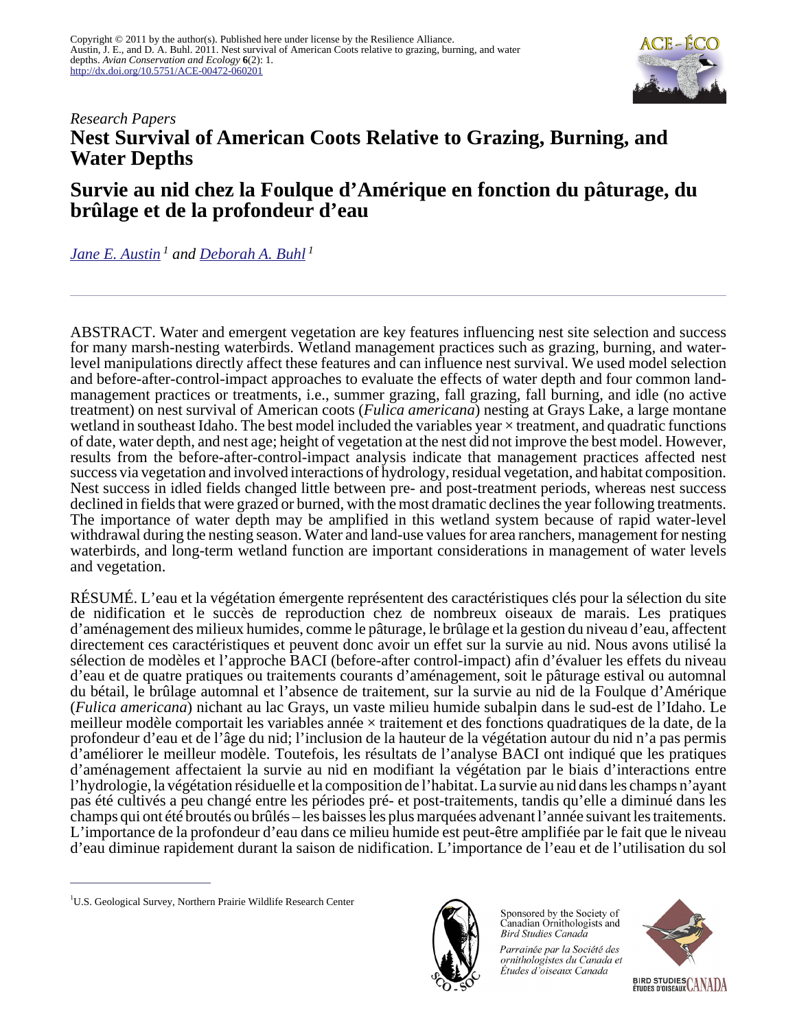Copyright © 2011 by the author(s). Published here under license by the Resilience Alliance.
Austin, J. E., and D. A. Buhl. 2011. Nest survival of American Coots relative to grazing, burning, and water depths. *Avian Conservation and Ecology* **6**(2): 1.
http://dx.doi.org/10.5751/ACE-00472-060201

*Research Papers*

# Nest Survival of American Coots Relative to Grazing, Burning, and Water Depths

# Survie au nid chez la Foulque d'Amérique en fonction du pâturage, du brûlage et de la profondeur d'eau

*Jane E. Austin* [1] *and Deborah A. Buhl* [1]

ABSTRACT. Water and emergent vegetation are key features influencing nest site selection and success for many marsh-nesting waterbirds. Wetland management practices such as grazing, burning, and water-level manipulations directly affect these features and can influence nest survival. We used model selection and before-after-control-impact approaches to evaluate the effects of water depth and four common land-management practices or treatments, i.e., summer grazing, fall grazing, fall burning, and idle (no active treatment) on nest survival of American coots (*Fulica americana*) nesting at Grays Lake, a large montane wetland in southeast Idaho. The best model included the variables year × treatment, and quadratic functions of date, water depth, and nest age; height of vegetation at the nest did not improve the best model. However, results from the before-after-control-impact analysis indicate that management practices affected nest success via vegetation and involved interactions of hydrology, residual vegetation, and habitat composition. Nest success in idled fields changed little between pre- and post-treatment periods, whereas nest success declined in fields that were grazed or burned, with the most dramatic declines the year following treatments. The importance of water depth may be amplified in this wetland system because of rapid water-level withdrawal during the nesting season. Water and land-use values for area ranchers, management for nesting waterbirds, and long-term wetland function are important considerations in management of water levels and vegetation.

RÉSUMÉ. L'eau et la végétation émergente représentent des caractéristiques clés pour la sélection du site de nidification et le succès de reproduction chez de nombreux oiseaux de marais. Les pratiques d'aménagement des milieux humides, comme le pâturage, le brûlage et la gestion du niveau d'eau, affectent directement ces caractéristiques et peuvent donc avoir un effet sur la survie au nid. Nous avons utilisé la sélection de modèles et l'approche BACI (before-after control-impact) afin d'évaluer les effets du niveau d'eau et de quatre pratiques ou traitements courants d'aménagement, soit le pâturage estival ou automnal du bétail, le brûlage automnal et l'absence de traitement, sur la survie au nid de la Foulque d'Amérique (*Fulica americana*) nichant au lac Grays, un vaste milieu humide subalpin dans le sud-est de l'Idaho. Le meilleur modèle comportait les variables année × traitement et des fonctions quadratiques de la date, de la profondeur d'eau et de l'âge du nid; l'inclusion de la hauteur de la végétation autour du nid n'a pas permis d'améliorer le meilleur modèle. Toutefois, les résultats de l'analyse BACI ont indiqué que les pratiques d'aménagement affectaient la survie au nid en modifiant la végétation par le biais d'interactions entre l'hydrologie, la végétation résiduelle et la composition de l'habitat. La survie au nid dans les champs n'ayant pas été cultivés a peu changé entre les périodes pré- et post-traitements, tandis qu'elle a diminué dans les champs qui ont été broutés ou brûlés – les baisses les plus marquées advenant l'année suivant les traitements. L'importance de la profondeur d'eau dans ce milieu humide est peut-être amplifiée par le fait que le niveau d'eau diminue rapidement durant la saison de nidification. L'importance de l'eau et de l'utilisation du sol

[1]U.S. Geological Survey, Northern Prairie Wildlife Research Center

Sponsored by the Society of Canadian Ornithologists and Bird Studies Canada

*Parrainée par la Société des ornithologistes du Canada et Études d'oiseaux Canada*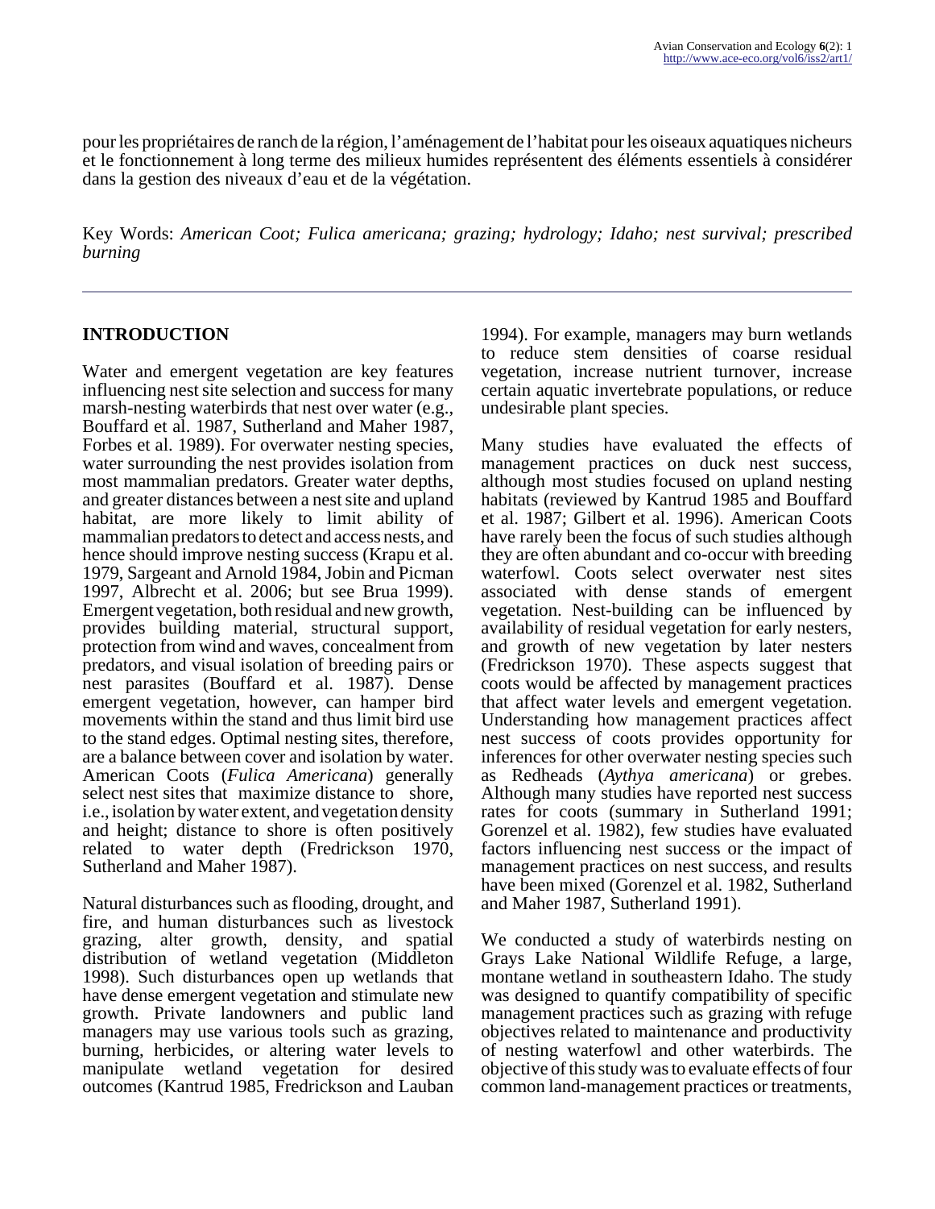pour les propriétaires de ranch de la région, l'aménagement de l'habitat pour les oiseaux aquatiques nicheurs et le fonctionnement à long terme des milieux humides représentent des éléments essentiels à considérer dans la gestion des niveaux d'eau et de la végétation.

Key Words: *American Coot; Fulica americana; grazing; hydrology; Idaho; nest survival; prescribed burning*

## INTRODUCTION

Water and emergent vegetation are key features influencing nest site selection and success for many marsh-nesting waterbirds that nest over water (e.g., Bouffard et al. 1987, Sutherland and Maher 1987, Forbes et al. 1989). For overwater nesting species, water surrounding the nest provides isolation from most mammalian predators. Greater water depths, and greater distances between a nest site and upland habitat, are more likely to limit ability of mammalian predators to detect and access nests, and hence should improve nesting success (Krapu et al. 1979, Sargeant and Arnold 1984, Jobin and Picman 1997, Albrecht et al. 2006; but see Brua 1999). Emergent vegetation, both residual and new growth, provides building material, structural support, protection from wind and waves, concealment from predators, and visual isolation of breeding pairs or nest parasites (Bouffard et al. 1987). Dense emergent vegetation, however, can hamper bird movements within the stand and thus limit bird use to the stand edges. Optimal nesting sites, therefore, are a balance between cover and isolation by water. American Coots (*Fulica Americana*) generally select nest sites that maximize distance to shore, i.e., isolation by water extent, and vegetation density and height; distance to shore is often positively related to water depth (Fredrickson 1970, Sutherland and Maher 1987).

Natural disturbances such as flooding, drought, and fire, and human disturbances such as livestock grazing, alter growth, density, and spatial distribution of wetland vegetation (Middleton 1998). Such disturbances open up wetlands that have dense emergent vegetation and stimulate new growth. Private landowners and public land managers may use various tools such as grazing, burning, herbicides, or altering water levels to manipulate wetland vegetation for desired outcomes (Kantrud 1985, Fredrickson and Lauban 1994). For example, managers may burn wetlands to reduce stem densities of coarse residual vegetation, increase nutrient turnover, increase certain aquatic invertebrate populations, or reduce undesirable plant species.

Many studies have evaluated the effects of management practices on duck nest success, although most studies focused on upland nesting habitats (reviewed by Kantrud 1985 and Bouffard et al. 1987; Gilbert et al. 1996). American Coots have rarely been the focus of such studies although they are often abundant and co-occur with breeding waterfowl. Coots select overwater nest sites associated with dense stands of emergent vegetation. Nest-building can be influenced by availability of residual vegetation for early nesters, and growth of new vegetation by later nesters (Fredrickson 1970). These aspects suggest that coots would be affected by management practices that affect water levels and emergent vegetation. Understanding how management practices affect nest success of coots provides opportunity for inferences for other overwater nesting species such as Redheads (*Aythya americana*) or grebes. Although many studies have reported nest success rates for coots (summary in Sutherland 1991; Gorenzel et al. 1982), few studies have evaluated factors influencing nest success or the impact of management practices on nest success, and results have been mixed (Gorenzel et al. 1982, Sutherland and Maher 1987, Sutherland 1991).

We conducted a study of waterbirds nesting on Grays Lake National Wildlife Refuge, a large, montane wetland in southeastern Idaho. The study was designed to quantify compatibility of specific management practices such as grazing with refuge objectives related to maintenance and productivity of nesting waterfowl and other waterbirds. The objective of this study was to evaluate effects of four common land-management practices or treatments,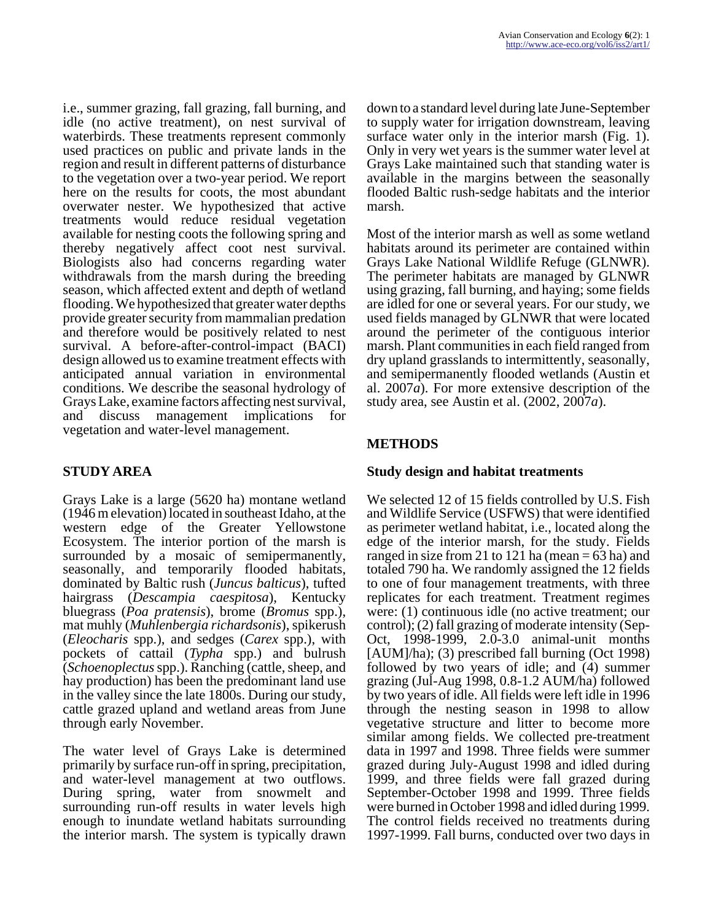i.e., summer grazing, fall grazing, fall burning, and idle (no active treatment), on nest survival of waterbirds. These treatments represent commonly used practices on public and private lands in the region and result in different patterns of disturbance to the vegetation over a two-year period. We report here on the results for coots, the most abundant overwater nester. We hypothesized that active treatments would reduce residual vegetation available for nesting coots the following spring and thereby negatively affect coot nest survival. Biologists also had concerns regarding water withdrawals from the marsh during the breeding season, which affected extent and depth of wetland flooding. We hypothesized that greater water depths provide greater security from mammalian predation and therefore would be positively related to nest survival. A before-after-control-impact (BACI) design allowed us to examine treatment effects with anticipated annual variation in environmental conditions. We describe the seasonal hydrology of Grays Lake, examine factors affecting nest survival, and discuss management implications for vegetation and water-level management.

## STUDY AREA

Grays Lake is a large (5620 ha) montane wetland (1946 m elevation) located in southeast Idaho, at the western edge of the Greater Yellowstone Ecosystem. The interior portion of the marsh is surrounded by a mosaic of semipermanently, seasonally, and temporarily flooded habitats, dominated by Baltic rush (*Juncus balticus*), tufted hairgrass (*Descampia caespitosa*), Kentucky bluegrass (*Poa pratensis*), brome (*Bromus* spp.), mat muhly (*Muhlenbergia richardsonis*), spikerush (*Eleocharis* spp.), and sedges (*Carex* spp.), with pockets of cattail (*Typha* spp.) and bulrush (*Schoenoplectus* spp.). Ranching (cattle, sheep, and hay production) has been the predominant land use in the valley since the late 1800s. During our study, cattle grazed upland and wetland areas from June through early November.

The water level of Grays Lake is determined primarily by surface run-off in spring, precipitation, and water-level management at two outflows. During spring, water from snowmelt and surrounding run-off results in water levels high enough to inundate wetland habitats surrounding the interior marsh. The system is typically drawn down to a standard level during late June-September to supply water for irrigation downstream, leaving surface water only in the interior marsh (Fig. 1). Only in very wet years is the summer water level at Grays Lake maintained such that standing water is available in the margins between the seasonally flooded Baltic rush-sedge habitats and the interior marsh.

Most of the interior marsh as well as some wetland habitats around its perimeter are contained within Grays Lake National Wildlife Refuge (GLNWR). The perimeter habitats are managed by GLNWR using grazing, fall burning, and haying; some fields are idled for one or several years. For our study, we used fields managed by GLNWR that were located around the perimeter of the contiguous interior marsh. Plant communities in each field ranged from dry upland grasslands to intermittently, seasonally, and semipermanently flooded wetlands (Austin et al. 2007*a*). For more extensive description of the study area, see Austin et al. (2002, 2007*a*).

## METHODS

### Study design and habitat treatments

We selected 12 of 15 fields controlled by U.S. Fish and Wildlife Service (USFWS) that were identified as perimeter wetland habitat, i.e., located along the edge of the interior marsh, for the study. Fields ranged in size from 21 to 121 ha (mean = 63 ha) and totaled 790 ha. We randomly assigned the 12 fields to one of four management treatments, with three replicates for each treatment. Treatment regimes were: (1) continuous idle (no active treatment; our control); (2) fall grazing of moderate intensity (Sep-Oct, 1998-1999, 2.0-3.0 animal-unit months [AUM]/ha); (3) prescribed fall burning (Oct 1998) followed by two years of idle; and (4) summer grazing (Jul-Aug 1998, 0.8-1.2 AUM/ha) followed by two years of idle. All fields were left idle in 1996 through the nesting season in 1998 to allow vegetative structure and litter to become more similar among fields. We collected pre-treatment data in 1997 and 1998. Three fields were summer grazed during July-August 1998 and idled during 1999, and three fields were fall grazed during September-October 1998 and 1999. Three fields were burned in October 1998 and idled during 1999. The control fields received no treatments during 1997-1999. Fall burns, conducted over two days in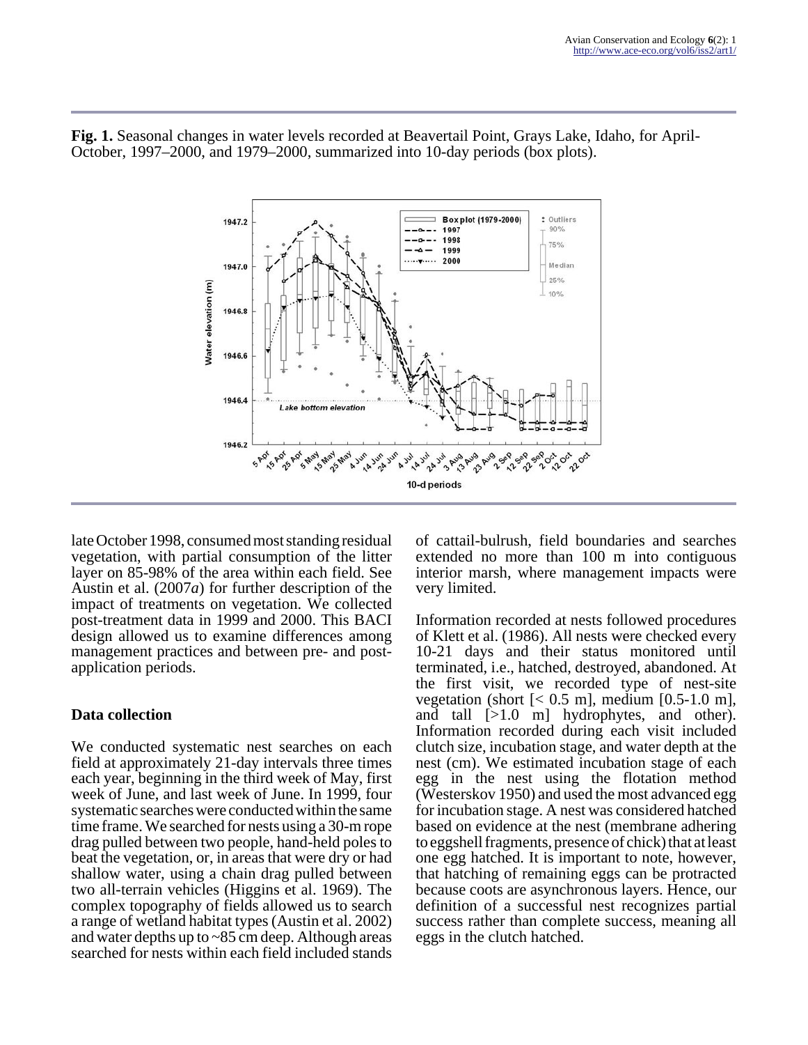**Fig. 1.** Seasonal changes in water levels recorded at Beavertail Point, Grays Lake, Idaho, for April-October, 1997–2000, and 1979–2000, summarized into 10-day periods (box plots).

late October 1998, consumed most standing residual vegetation, with partial consumption of the litter layer on 85-98% of the area within each field. See Austin et al. (2007*a*) for further description of the impact of treatments on vegetation. We collected post-treatment data in 1999 and 2000. This BACI design allowed us to examine differences among management practices and between pre- and post-application periods.

## Data collection

We conducted systematic nest searches on each field at approximately 21-day intervals three times each year, beginning in the third week of May, first week of June, and last week of June. In 1999, four systematic searches were conducted within the same time frame. We searched for nests using a 30-m rope drag pulled between two people, hand-held poles to beat the vegetation, or, in areas that were dry or had shallow water, using a chain drag pulled between two all-terrain vehicles (Higgins et al. 1969). The complex topography of fields allowed us to search a range of wetland habitat types (Austin et al. 2002) and water depths up to ~85 cm deep. Although areas searched for nests within each field included stands of cattail-bulrush, field boundaries and searches extended no more than 100 m into contiguous interior marsh, where management impacts were very limited.

Information recorded at nests followed procedures of Klett et al. (1986). All nests were checked every 10-21 days and their status monitored until terminated, i.e., hatched, destroyed, abandoned. At the first visit, we recorded type of nest-site vegetation (short [< 0.5 m], medium [0.5-1.0 m], and tall [>1.0 m] hydrophytes, and other). Information recorded during each visit included clutch size, incubation stage, and water depth at the nest (cm). We estimated incubation stage of each egg in the nest using the flotation method (Westerskov 1950) and used the most advanced egg for incubation stage. A nest was considered hatched based on evidence at the nest (membrane adhering to eggshell fragments, presence of chick) that at least one egg hatched. It is important to note, however, that hatching of remaining eggs can be protracted because coots are asynchronous layers. Hence, our definition of a successful nest recognizes partial success rather than complete success, meaning all eggs in the clutch hatched.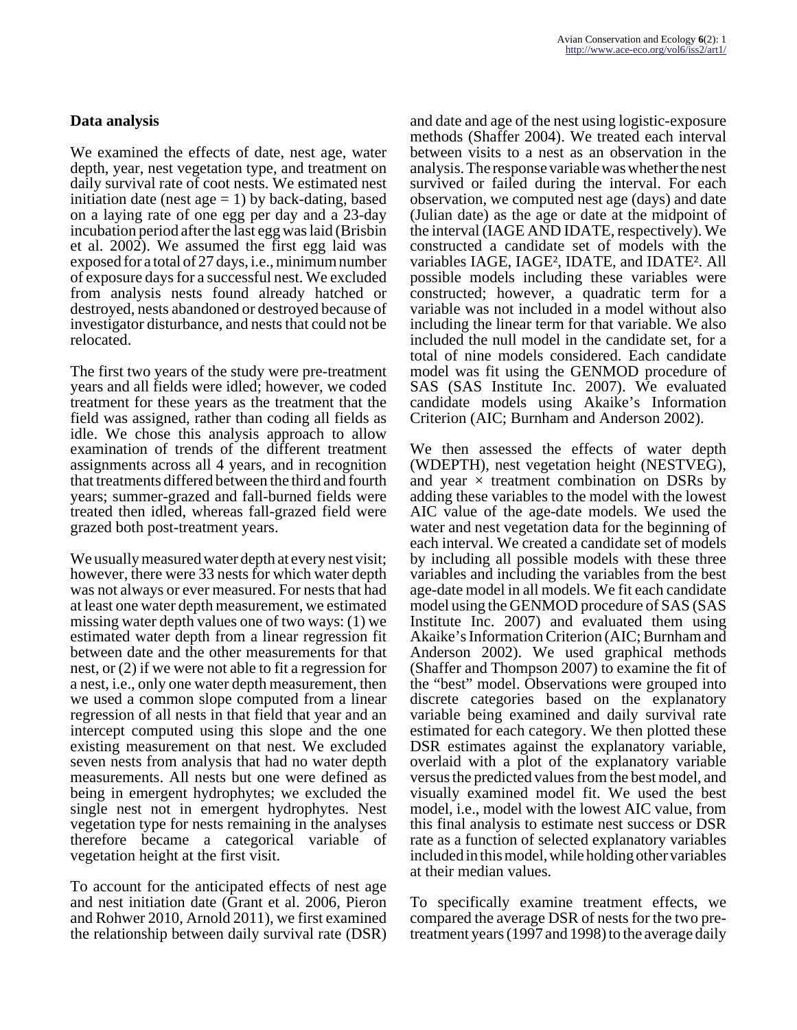## Data analysis

We examined the effects of date, nest age, water depth, year, nest vegetation type, and treatment on daily survival rate of coot nests. We estimated nest initiation date (nest age = 1) by back-dating, based on a laying rate of one egg per day and a 23-day incubation period after the last egg was laid (Brisbin et al. 2002). We assumed the first egg laid was exposed for a total of 27 days, i.e., minimum number of exposure days for a successful nest. We excluded from analysis nests found already hatched or destroyed, nests abandoned or destroyed because of investigator disturbance, and nests that could not be relocated.

The first two years of the study were pre-treatment years and all fields were idled; however, we coded treatment for these years as the treatment that the field was assigned, rather than coding all fields as idle. We chose this analysis approach to allow examination of trends of the different treatment assignments across all 4 years, and in recognition that treatments differed between the third and fourth years; summer-grazed and fall-burned fields were treated then idled, whereas fall-grazed field were grazed both post-treatment years.

We usually measured water depth at every nest visit; however, there were 33 nests for which water depth was not always or ever measured. For nests that had at least one water depth measurement, we estimated missing water depth values one of two ways: (1) we estimated water depth from a linear regression fit between date and the other measurements for that nest, or (2) if we were not able to fit a regression for a nest, i.e., only one water depth measurement, then we used a common slope computed from a linear regression of all nests in that field that year and an intercept computed using this slope and the one existing measurement on that nest. We excluded seven nests from analysis that had no water depth measurements. All nests but one were defined as being in emergent hydrophytes; we excluded the single nest not in emergent hydrophytes. Nest vegetation type for nests remaining in the analyses therefore became a categorical variable of vegetation height at the first visit.

To account for the anticipated effects of nest age and nest initiation date (Grant et al. 2006, Pieron and Rohwer 2010, Arnold 2011), we first examined the relationship between daily survival rate (DSR) and date and age of the nest using logistic-exposure methods (Shaffer 2004). We treated each interval between visits to a nest as an observation in the analysis. The response variable was whether the nest survived or failed during the interval. For each observation, we computed nest age (days) and date (Julian date) as the age or date at the midpoint of the interval (IAGE AND IDATE, respectively). We constructed a candidate set of models with the variables IAGE, IAGE², IDATE, and IDATE². All possible models including these variables were constructed; however, a quadratic term for a variable was not included in a model without also including the linear term for that variable. We also included the null model in the candidate set, for a total of nine models considered. Each candidate model was fit using the GENMOD procedure of SAS (SAS Institute Inc. 2007). We evaluated candidate models using Akaike's Information Criterion (AIC; Burnham and Anderson 2002).

We then assessed the effects of water depth (WDEPTH), nest vegetation height (NESTVEG), and year × treatment combination on DSRs by adding these variables to the model with the lowest AIC value of the age-date models. We used the water and nest vegetation data for the beginning of each interval. We created a candidate set of models by including all possible models with these three variables and including the variables from the best age-date model in all models. We fit each candidate model using the GENMOD procedure of SAS (SAS Institute Inc. 2007) and evaluated them using Akaike's Information Criterion (AIC; Burnham and Anderson 2002). We used graphical methods (Shaffer and Thompson 2007) to examine the fit of the "best" model. Observations were grouped into discrete categories based on the explanatory variable being examined and daily survival rate estimated for each category. We then plotted these DSR estimates against the explanatory variable, overlaid with a plot of the explanatory variable versus the predicted values from the best model, and visually examined model fit. We used the best model, i.e., model with the lowest AIC value, from this final analysis to estimate nest success or DSR rate as a function of selected explanatory variables included in this model, while holding other variables at their median values.

To specifically examine treatment effects, we compared the average DSR of nests for the two pre-treatment years (1997 and 1998) to the average daily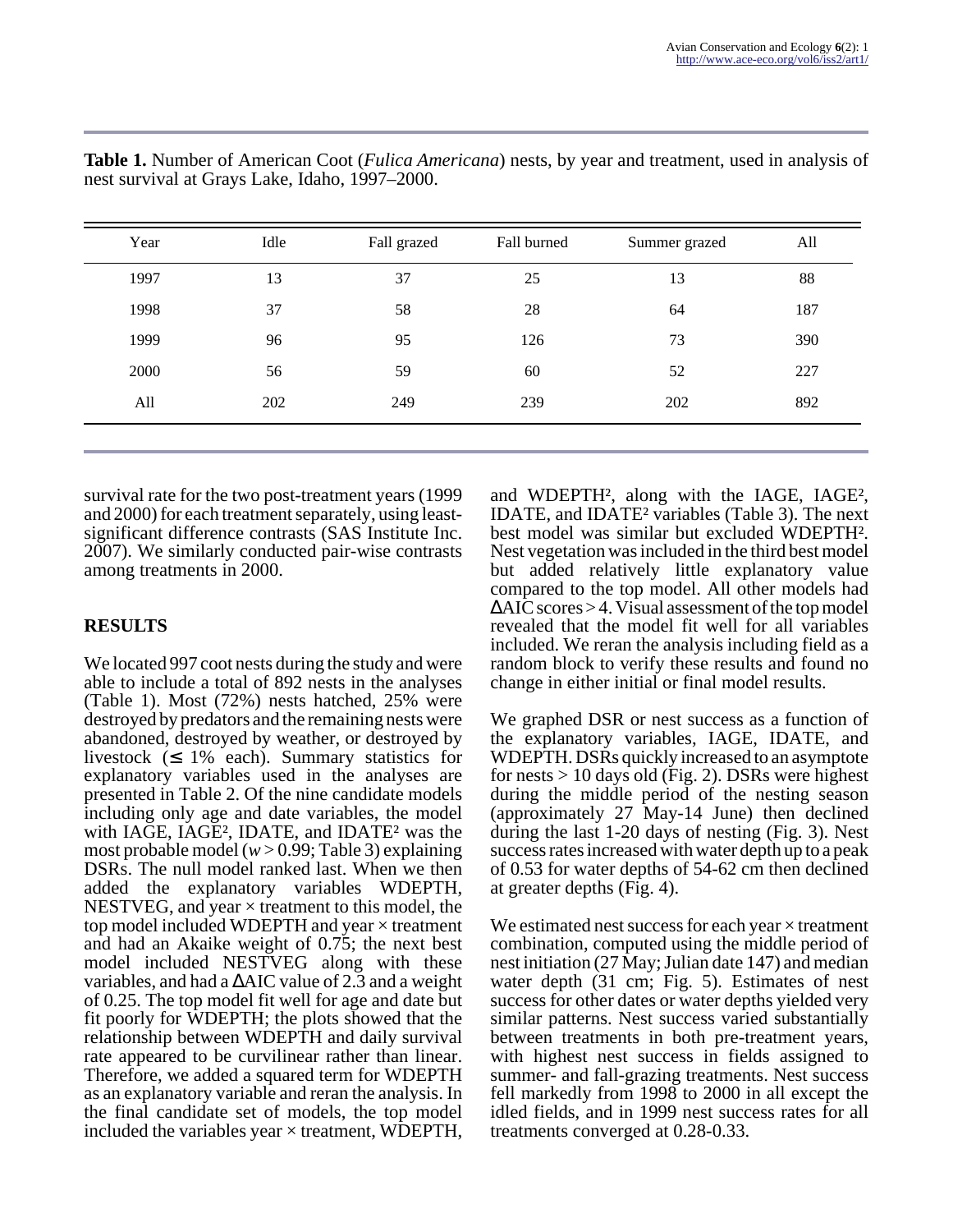**Table 1.** Number of American Coot (*Fulica Americana*) nests, by year and treatment, used in analysis of nest survival at Grays Lake, Idaho, 1997–2000.

| Year | Idle | Fall grazed | Fall burned | Summer grazed | All |
|---|---|---|---|---|---|
| 1997 | 13 | 37 | 25 | 13 | 88 |
| 1998 | 37 | 58 | 28 | 64 | 187 |
| 1999 | 96 | 95 | 126 | 73 | 390 |
| 2000 | 56 | 59 | 60 | 52 | 227 |
| All | 202 | 249 | 239 | 202 | 892 |

survival rate for the two post-treatment years (1999 and 2000) for each treatment separately, using least-significant difference contrasts (SAS Institute Inc. 2007). We similarly conducted pair-wise contrasts among treatments in 2000.

## RESULTS

We located 997 coot nests during the study and were able to include a total of 892 nests in the analyses (Table 1). Most (72%) nests hatched, 25% were destroyed by predators and the remaining nests were abandoned, destroyed by weather, or destroyed by livestock ($\leq$ 1% each). Summary statistics for explanatory variables used in the analyses are presented in Table 2. Of the nine candidate models including only age and date variables, the model with IAGE, IAGE², IDATE, and IDATE² was the most probable model ($w > 0.99$; Table 3) explaining DSRs. The null model ranked last. When we then added the explanatory variables WDEPTH, NESTVEG, and year × treatment to this model, the top model included WDEPTH and year × treatment and had an Akaike weight of 0.75; the next best model included NESTVEG along with these variables, and had a ΔAIC value of 2.3 and a weight of 0.25. The top model fit well for age and date but fit poorly for WDEPTH; the plots showed that the relationship between WDEPTH and daily survival rate appeared to be curvilinear rather than linear. Therefore, we added a squared term for WDEPTH as an explanatory variable and reran the analysis. In the final candidate set of models, the top model included the variables year × treatment, WDEPTH, and WDEPTH², along with the IAGE, IAGE², IDATE, and IDATE² variables (Table 3). The next best model was similar but excluded WDEPTH². Nest vegetation was included in the third best model but added relatively little explanatory value compared to the top model. All other models had ΔAIC scores > 4. Visual assessment of the top model revealed that the model fit well for all variables included. We reran the analysis including field as a random block to verify these results and found no change in either initial or final model results.

We graphed DSR or nest success as a function of the explanatory variables, IAGE, IDATE, and WDEPTH. DSRs quickly increased to an asymptote for nests > 10 days old (Fig. 2). DSRs were highest during the middle period of the nesting season (approximately 27 May-14 June) then declined during the last 1-20 days of nesting (Fig. 3). Nest success rates increased with water depth up to a peak of 0.53 for water depths of 54-62 cm then declined at greater depths (Fig. 4).

We estimated nest success for each year × treatment combination, computed using the middle period of nest initiation (27 May; Julian date 147) and median water depth (31 cm; Fig. 5). Estimates of nest success for other dates or water depths yielded very similar patterns. Nest success varied substantially between treatments in both pre-treatment years, with highest nest success in fields assigned to summer- and fall-grazing treatments. Nest success fell markedly from 1998 to 2000 in all except the idled fields, and in 1999 nest success rates for all treatments converged at 0.28-0.33.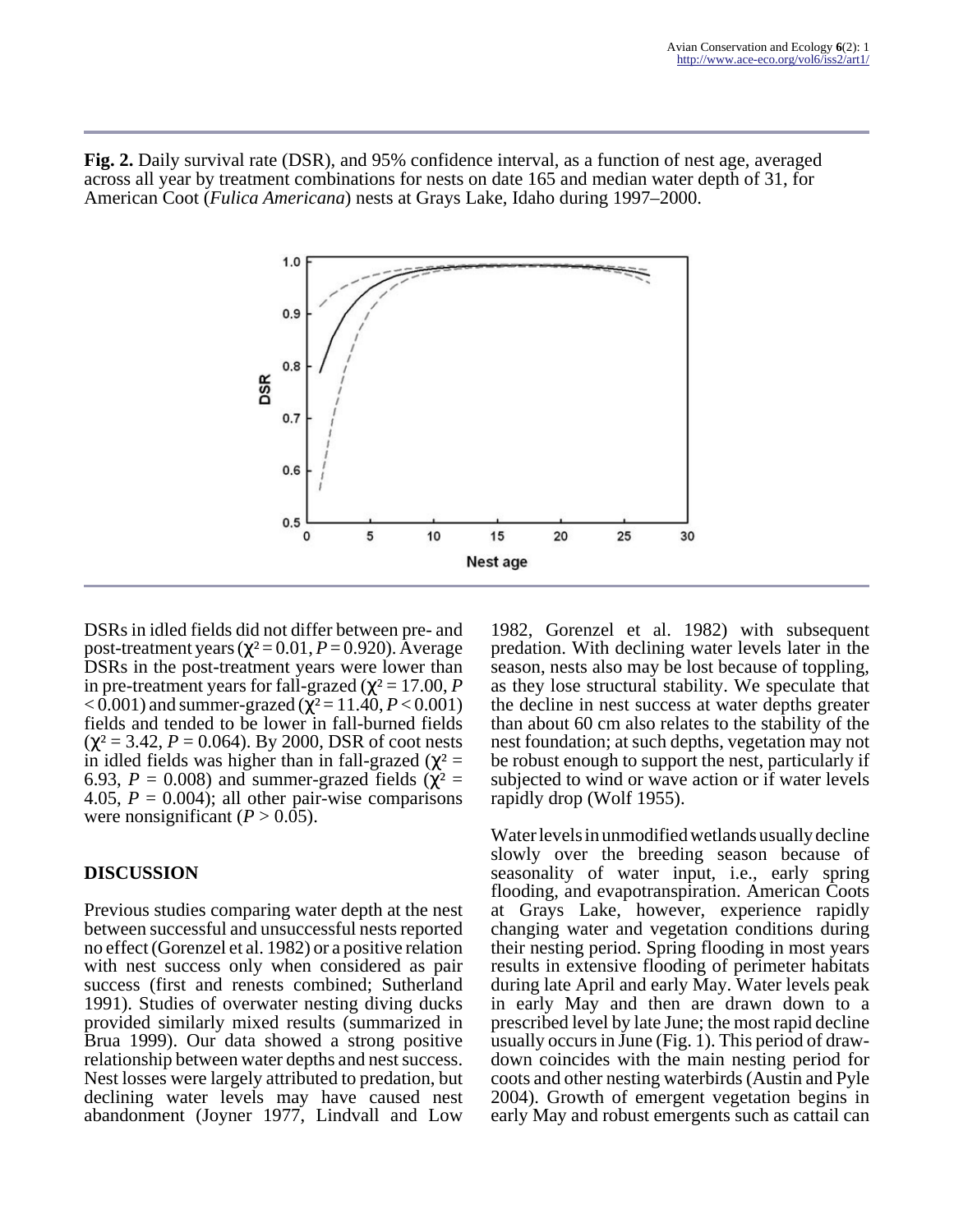**Fig. 2.** Daily survival rate (DSR), and 95% confidence interval, as a function of nest age, averaged across all year by treatment combinations for nests on date 165 and median water depth of 31, for American Coot (*Fulica Americana*) nests at Grays Lake, Idaho during 1997–2000.

DSRs in idled fields did not differ between pre- and post-treatment years ($\chi^2 = 0.01$, $P = 0.920$). Average DSRs in the post-treatment years were lower than in pre-treatment years for fall-grazed ($\chi^2 = 17.00$, $P < 0.001$) and summer-grazed ($\chi^2 = 11.40$, $P < 0.001$) fields and tended to be lower in fall-burned fields ($\chi^2 = 3.42$, $P = 0.064$). By 2000, DSR of coot nests in idled fields was higher than in fall-grazed ($\chi^2 = 6.93$, $P = 0.008$) and summer-grazed fields ($\chi^2 = 4.05$, $P = 0.004$); all other pair-wise comparisons were nonsignificant ($P > 0.05$).

## DISCUSSION

Previous studies comparing water depth at the nest between successful and unsuccessful nests reported no effect (Gorenzel et al. 1982) or a positive relation with nest success only when considered as pair success (first and renests combined; Sutherland 1991). Studies of overwater nesting diving ducks provided similarly mixed results (summarized in Brua 1999). Our data showed a strong positive relationship between water depths and nest success. Nest losses were largely attributed to predation, but declining water levels may have caused nest abandonment (Joyner 1977, Lindvall and Low 1982, Gorenzel et al. 1982) with subsequent predation. With declining water levels later in the season, nests also may be lost because of toppling, as they lose structural stability. We speculate that the decline in nest success at water depths greater than about 60 cm also relates to the stability of the nest foundation; at such depths, vegetation may not be robust enough to support the nest, particularly if subjected to wind or wave action or if water levels rapidly drop (Wolf 1955).

Water levels in unmodified wetlands usually decline slowly over the breeding season because of seasonality of water input, i.e., early spring flooding, and evapotranspiration. American Coots at Grays Lake, however, experience rapidly changing water and vegetation conditions during their nesting period. Spring flooding in most years results in extensive flooding of perimeter habitats during late April and early May. Water levels peak in early May and then are drawn down to a prescribed level by late June; the most rapid decline usually occurs in June (Fig. 1). This period of draw-down coincides with the main nesting period for coots and other nesting waterbirds (Austin and Pyle 2004). Growth of emergent vegetation begins in early May and robust emergents such as cattail can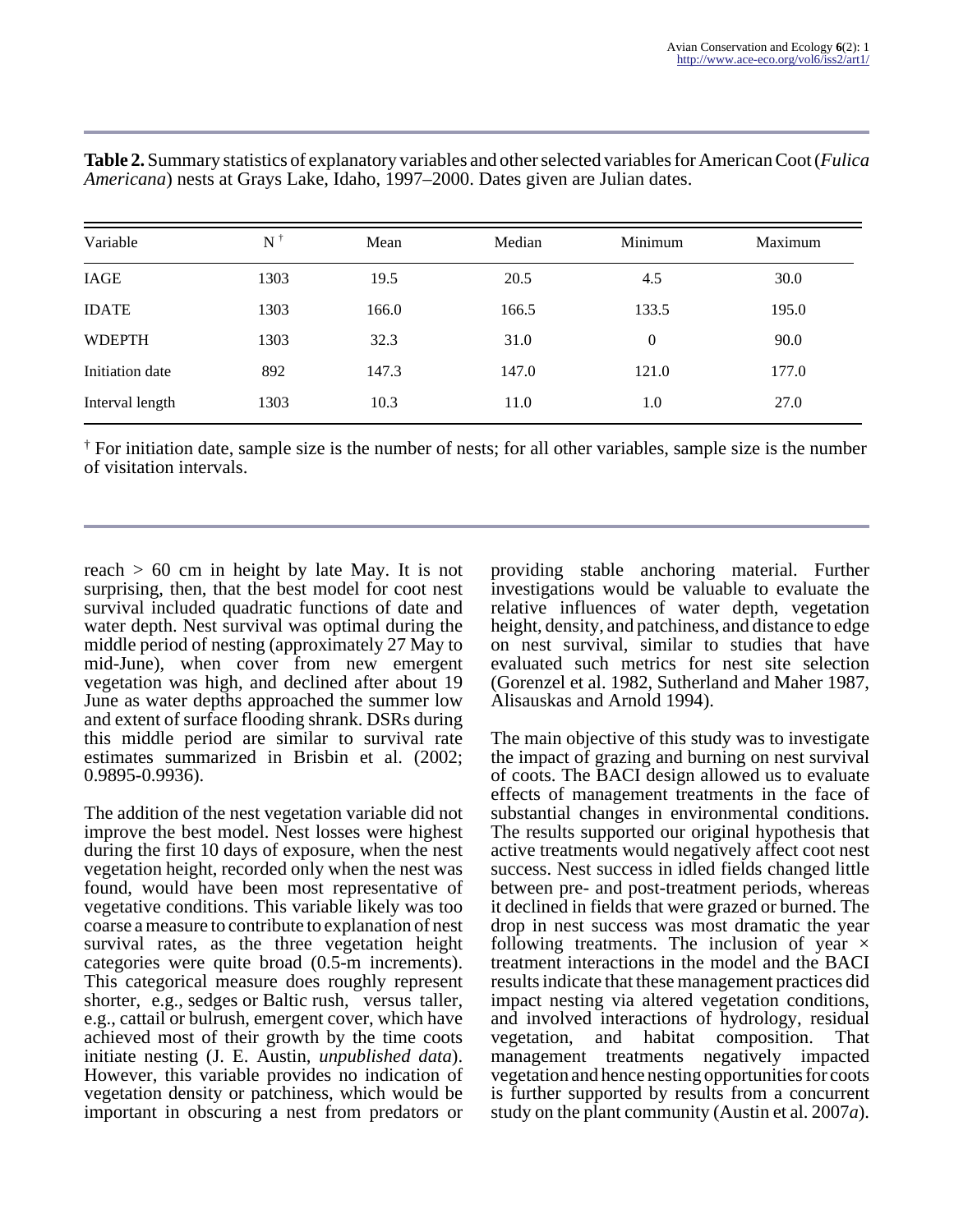**Table 2.** Summary statistics of explanatory variables and other selected variables for American Coot (*Fulica Americana*) nests at Grays Lake, Idaho, 1997–2000. Dates given are Julian dates.

| Variable | N [†] | Mean | Median | Minimum | Maximum |
|---|---|---|---|---|---|
| IAGE | 1303 | 19.5 | 20.5 | 4.5 | 30.0 |
| IDATE | 1303 | 166.0 | 166.5 | 133.5 | 195.0 |
| WDEPTH | 1303 | 32.3 | 31.0 | 0 | 90.0 |
| Initiation date | 892 | 147.3 | 147.0 | 121.0 | 177.0 |
| Interval length | 1303 | 10.3 | 11.0 | 1.0 | 27.0 |

[†] For initiation date, sample size is the number of nests; for all other variables, sample size is the number of visitation intervals.

reach > 60 cm in height by late May. It is not surprising, then, that the best model for coot nest survival included quadratic functions of date and water depth. Nest survival was optimal during the middle period of nesting (approximately 27 May to mid-June), when cover from new emergent vegetation was high, and declined after about 19 June as water depths approached the summer low and extent of surface flooding shrank. DSRs during this middle period are similar to survival rate estimates summarized in Brisbin et al. (2002; 0.9895-0.9936).

The addition of the nest vegetation variable did not improve the best model. Nest losses were highest during the first 10 days of exposure, when the nest vegetation height, recorded only when the nest was found, would have been most representative of vegetative conditions. This variable likely was too coarse a measure to contribute to explanation of nest survival rates, as the three vegetation height categories were quite broad (0.5-m increments). This categorical measure does roughly represent shorter, e.g., sedges or Baltic rush, versus taller, e.g., cattail or bulrush, emergent cover, which have achieved most of their growth by the time coots initiate nesting (J. E. Austin, *unpublished data*). However, this variable provides no indication of vegetation density or patchiness, which would be important in obscuring a nest from predators or providing stable anchoring material. Further investigations would be valuable to evaluate the relative influences of water depth, vegetation height, density, and patchiness, and distance to edge on nest survival, similar to studies that have evaluated such metrics for nest site selection (Gorenzel et al. 1982, Sutherland and Maher 1987, Alisauskas and Arnold 1994).

The main objective of this study was to investigate the impact of grazing and burning on nest survival of coots. The BACI design allowed us to evaluate effects of management treatments in the face of substantial changes in environmental conditions. The results supported our original hypothesis that active treatments would negatively affect coot nest success. Nest success in idled fields changed little between pre- and post-treatment periods, whereas it declined in fields that were grazed or burned. The drop in nest success was most dramatic the year following treatments. The inclusion of year × treatment interactions in the model and the BACI results indicate that these management practices did impact nesting via altered vegetation conditions, and involved interactions of hydrology, residual vegetation, and habitat composition. That management treatments negatively impacted vegetation and hence nesting opportunities for coots is further supported by results from a concurrent study on the plant community (Austin et al. 2007*a*).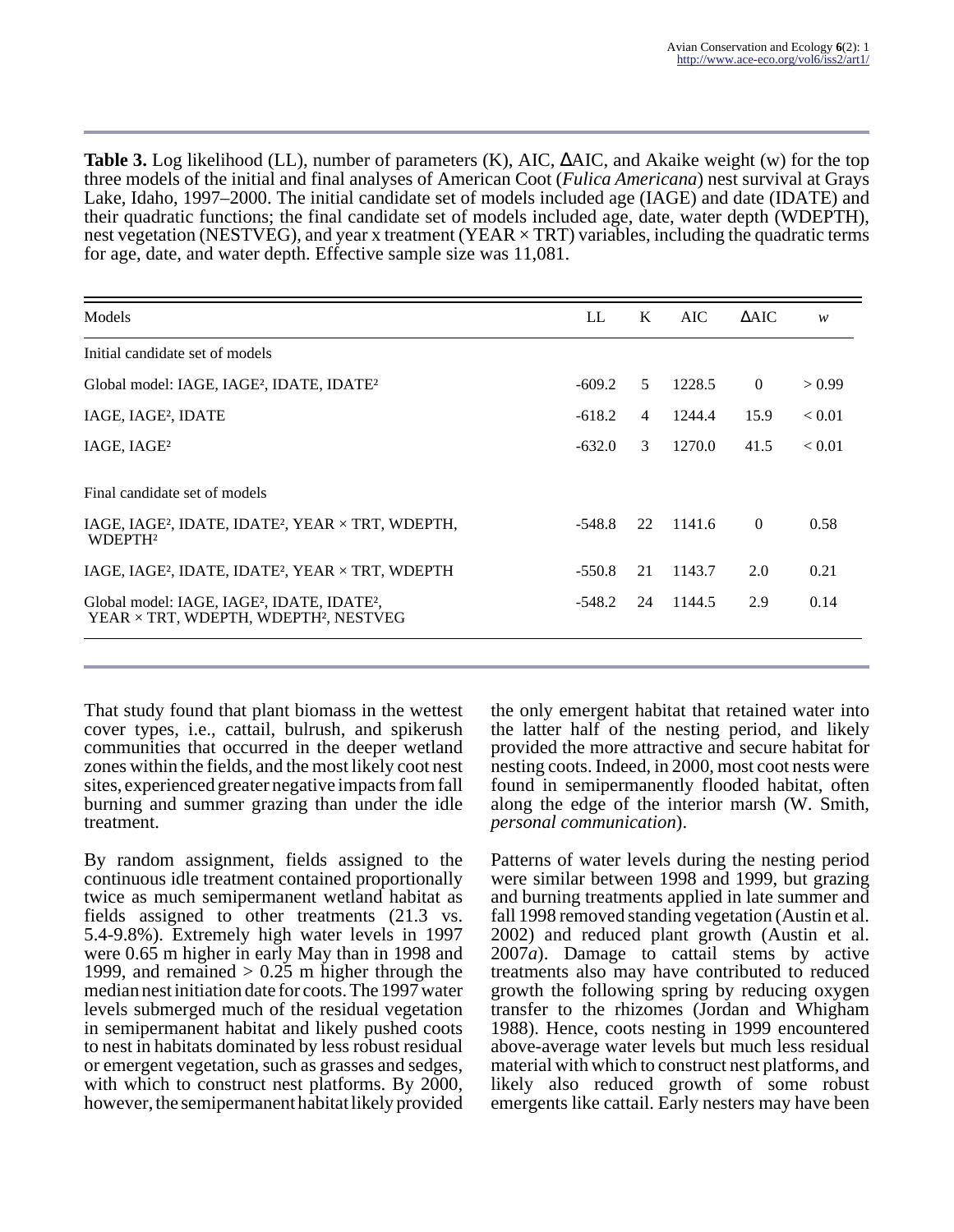**Table 3.** Log likelihood (LL), number of parameters (K), AIC, ΔAIC, and Akaike weight (w) for the top three models of the initial and final analyses of American Coot (*Fulica Americana*) nest survival at Grays Lake, Idaho, 1997–2000. The initial candidate set of models included age (IAGE) and date (IDATE) and their quadratic functions; the final candidate set of models included age, date, water depth (WDEPTH), nest vegetation (NESTVEG), and year x treatment (YEAR × TRT) variables, including the quadratic terms for age, date, and water depth. Effective sample size was 11,081.

| Models | LL | K | AIC | ΔAIC | *w* |
|---|---|---|---|---|---|
| Initial candidate set of models | | | | | |
| Global model: IAGE, IAGE², IDATE, IDATE² | -609.2 | 5 | 1228.5 | 0 | > 0.99 |
| IAGE, IAGE², IDATE | -618.2 | 4 | 1244.4 | 15.9 | < 0.01 |
| IAGE, IAGE² | -632.0 | 3 | 1270.0 | 41.5 | < 0.01 |
| Final candidate set of models | | | | | |
| IAGE, IAGE², IDATE, IDATE², YEAR × TRT, WDEPTH, WDEPTH² | -548.8 | 22 | 1141.6 | 0 | 0.58 |
| IAGE, IAGE², IDATE, IDATE², YEAR × TRT, WDEPTH | -550.8 | 21 | 1143.7 | 2.0 | 0.21 |
| Global model: IAGE, IAGE², IDATE, IDATE², YEAR × TRT, WDEPTH, WDEPTH², NESTVEG | -548.2 | 24 | 1144.5 | 2.9 | 0.14 |

That study found that plant biomass in the wettest cover types, i.e., cattail, bulrush, and spikerush communities that occurred in the deeper wetland zones within the fields, and the most likely coot nest sites, experienced greater negative impacts from fall burning and summer grazing than under the idle treatment.

By random assignment, fields assigned to the continuous idle treatment contained proportionally twice as much semipermanent wetland habitat as fields assigned to other treatments (21.3 vs. 5.4-9.8%). Extremely high water levels in 1997 were 0.65 m higher in early May than in 1998 and 1999, and remained > 0.25 m higher through the median nest initiation date for coots. The 1997 water levels submerged much of the residual vegetation in semipermanent habitat and likely pushed coots to nest in habitats dominated by less robust residual or emergent vegetation, such as grasses and sedges, with which to construct nest platforms. By 2000, however, the semipermanent habitat likely provided the only emergent habitat that retained water into the latter half of the nesting period, and likely provided the more attractive and secure habitat for nesting coots. Indeed, in 2000, most coot nests were found in semipermanently flooded habitat, often along the edge of the interior marsh (W. Smith, *personal communication*).

Patterns of water levels during the nesting period were similar between 1998 and 1999, but grazing and burning treatments applied in late summer and fall 1998 removed standing vegetation (Austin et al. 2002) and reduced plant growth (Austin et al. 2007*a*). Damage to cattail stems by active treatments also may have contributed to reduced growth the following spring by reducing oxygen transfer to the rhizomes (Jordan and Whigham 1988). Hence, coots nesting in 1999 encountered above-average water levels but much less residual material with which to construct nest platforms, and likely also reduced growth of some robust emergents like cattail. Early nesters may have been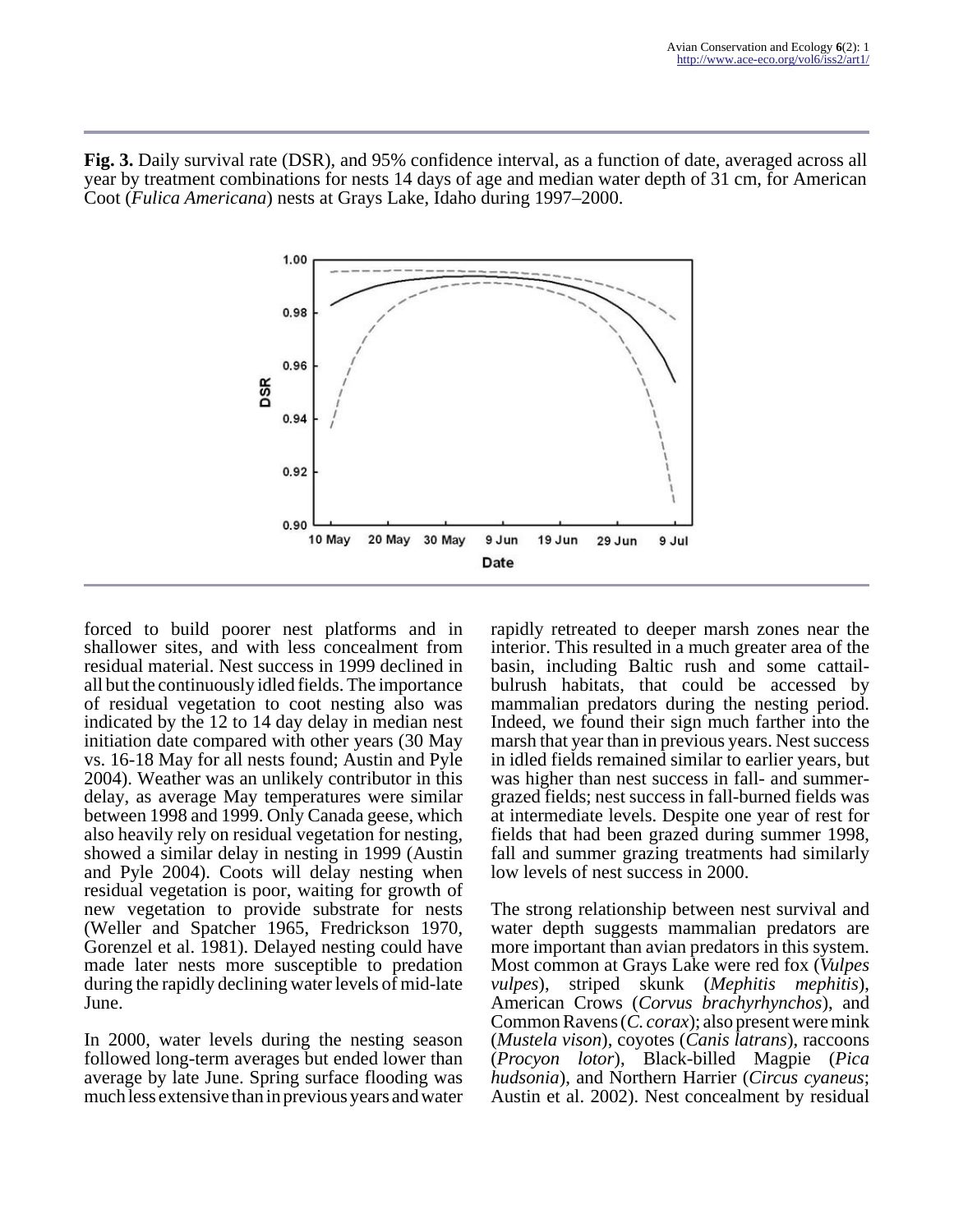**Fig. 3.** Daily survival rate (DSR), and 95% confidence interval, as a function of date, averaged across all year by treatment combinations for nests 14 days of age and median water depth of 31 cm, for American Coot (*Fulica Americana*) nests at Grays Lake, Idaho during 1997–2000.

forced to build poorer nest platforms and in shallower sites, and with less concealment from residual material. Nest success in 1999 declined in all but the continuously idled fields. The importance of residual vegetation to coot nesting also was indicated by the 12 to 14 day delay in median nest initiation date compared with other years (30 May vs. 16-18 May for all nests found; Austin and Pyle 2004). Weather was an unlikely contributor in this delay, as average May temperatures were similar between 1998 and 1999. Only Canada geese, which also heavily rely on residual vegetation for nesting, showed a similar delay in nesting in 1999 (Austin and Pyle 2004). Coots will delay nesting when residual vegetation is poor, waiting for growth of new vegetation to provide substrate for nests (Weller and Spatcher 1965, Fredrickson 1970, Gorenzel et al. 1981). Delayed nesting could have made later nests more susceptible to predation during the rapidly declining water levels of mid-late June.

In 2000, water levels during the nesting season followed long-term averages but ended lower than average by late June. Spring surface flooding was much less extensive than in previous years and water rapidly retreated to deeper marsh zones near the interior. This resulted in a much greater area of the basin, including Baltic rush and some cattail-bulrush habitats, that could be accessed by mammalian predators during the nesting period. Indeed, we found their sign much farther into the marsh that year than in previous years. Nest success in idled fields remained similar to earlier years, but was higher than nest success in fall- and summer-grazed fields; nest success in fall-burned fields was at intermediate levels. Despite one year of rest for fields that had been grazed during summer 1998, fall and summer grazing treatments had similarly low levels of nest success in 2000.

The strong relationship between nest survival and water depth suggests mammalian predators are more important than avian predators in this system. Most common at Grays Lake were red fox (*Vulpes vulpes*), striped skunk (*Mephitis mephitis*), American Crows (*Corvus brachyrhynchos*), and Common Ravens (*C. corax*); also present were mink (*Mustela vison*), coyotes (*Canis latrans*), raccoons (*Procyon lotor*), Black-billed Magpie (*Pica hudsonia*), and Northern Harrier (*Circus cyaneus*; Austin et al. 2002). Nest concealment by residual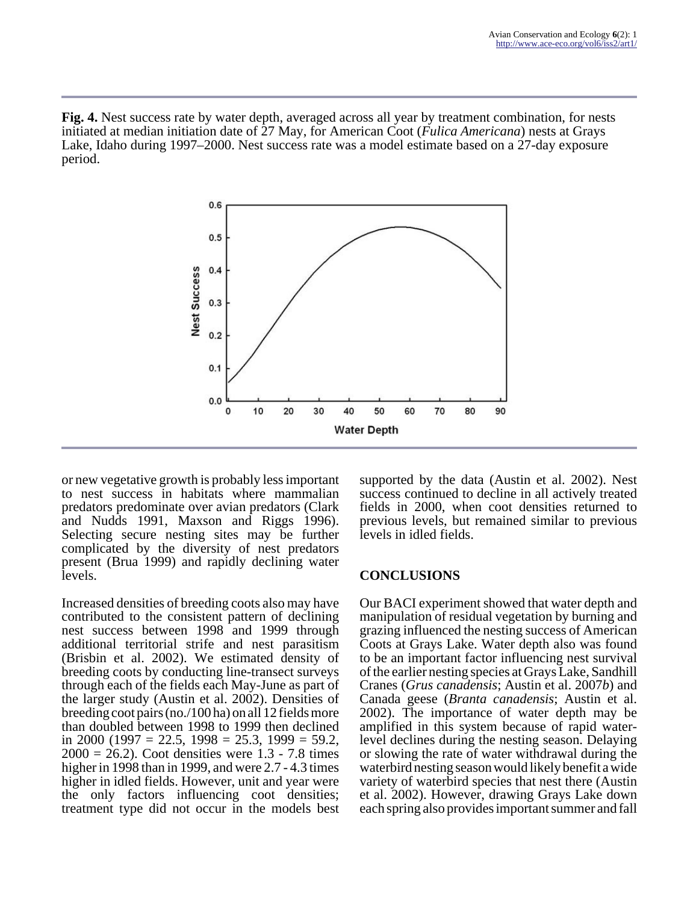**Fig. 4.** Nest success rate by water depth, averaged across all year by treatment combination, for nests initiated at median initiation date of 27 May, for American Coot (*Fulica Americana*) nests at Grays Lake, Idaho during 1997–2000. Nest success rate was a model estimate based on a 27-day exposure period.

or new vegetative growth is probably less important to nest success in habitats where mammalian predators predominate over avian predators (Clark and Nudds 1991, Maxson and Riggs 1996). Selecting secure nesting sites may be further complicated by the diversity of nest predators present (Brua 1999) and rapidly declining water levels.

Increased densities of breeding coots also may have contributed to the consistent pattern of declining nest success between 1998 and 1999 through additional territorial strife and nest parasitism (Brisbin et al. 2002). We estimated density of breeding coots by conducting line-transect surveys through each of the fields each May-June as part of the larger study (Austin et al. 2002). Densities of breeding coot pairs (no./100 ha) on all 12 fields more than doubled between 1998 to 1999 then declined in 2000 (1997 = 22.5, 1998 = 25.3, 1999 = 59.2, 2000 = 26.2). Coot densities were 1.3 - 7.8 times higher in 1998 than in 1999, and were 2.7 - 4.3 times higher in idled fields. However, unit and year were the only factors influencing coot densities; treatment type did not occur in the models best supported by the data (Austin et al. 2002). Nest success continued to decline in all actively treated fields in 2000, when coot densities returned to previous levels, but remained similar to previous levels in idled fields.

## CONCLUSIONS

Our BACI experiment showed that water depth and manipulation of residual vegetation by burning and grazing influenced the nesting success of American Coots at Grays Lake. Water depth also was found to be an important factor influencing nest survival of the earlier nesting species at Grays Lake, Sandhill Cranes (*Grus canadensis*; Austin et al. 2007*b*) and Canada geese (*Branta canadensis*; Austin et al. 2002). The importance of water depth may be amplified in this system because of rapid water-level declines during the nesting season. Delaying or slowing the rate of water withdrawal during the waterbird nesting season would likely benefit a wide variety of waterbird species that nest there (Austin et al. 2002). However, drawing Grays Lake down each spring also provides important summer and fall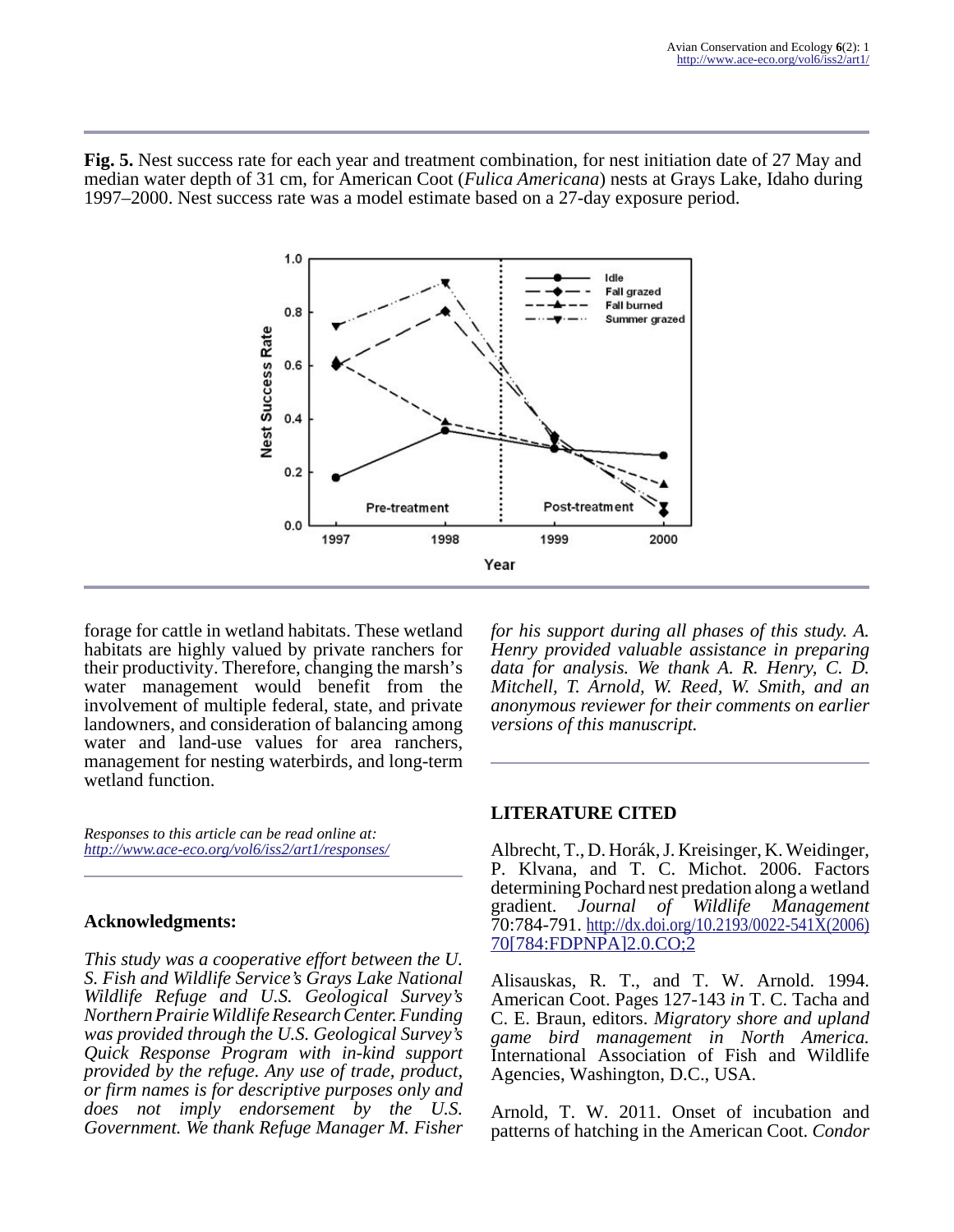**Fig. 5.** Nest success rate for each year and treatment combination, for nest initiation date of 27 May and median water depth of 31 cm, for American Coot (*Fulica Americana*) nests at Grays Lake, Idaho during 1997–2000. Nest success rate was a model estimate based on a 27-day exposure period.

forage for cattle in wetland habitats. These wetland habitats are highly valued by private ranchers for their productivity. Therefore, changing the marsh's water management would benefit from the involvement of multiple federal, state, and private landowners, and consideration of balancing among water and land-use values for area ranchers, management for nesting waterbirds, and long-term wetland function.

*Responses to this article can be read online at:*
*http://www.ace-eco.org/vol6/iss2/art1/responses/*

## Acknowledgments:

*This study was a cooperative effort between the U. S. Fish and Wildlife Service's Grays Lake National Wildlife Refuge and U.S. Geological Survey's Northern Prairie Wildlife Research Center. Funding was provided through the U.S. Geological Survey's Quick Response Program with in-kind support provided by the refuge. Any use of trade, product, or firm names is for descriptive purposes only and does not imply endorsement by the U.S. Government. We thank Refuge Manager M. Fisher for his support during all phases of this study. A. Henry provided valuable assistance in preparing data for analysis. We thank A. R. Henry, C. D. Mitchell, T. Arnold, W. Reed, W. Smith, and an anonymous reviewer for their comments on earlier versions of this manuscript.*

## LITERATURE CITED

Albrecht, T., D. Horák, J. Kreisinger, K. Weidinger, P. Klvana, and T. C. Michot. 2006. Factors determining Pochard nest predation along a wetland gradient. *Journal of Wildlife Management* 70:784-791. http://dx.doi.org/10.2193/0022-541X(2006)70[784:FDPNPA]2.0.CO;2

Alisauskas, R. T., and T. W. Arnold. 1994. American Coot. Pages 127-143 *in* T. C. Tacha and C. E. Braun, editors. *Migratory shore and upland game bird management in North America.* International Association of Fish and Wildlife Agencies, Washington, D.C., USA.

Arnold, T. W. 2011. Onset of incubation and patterns of hatching in the American Coot. *Condor*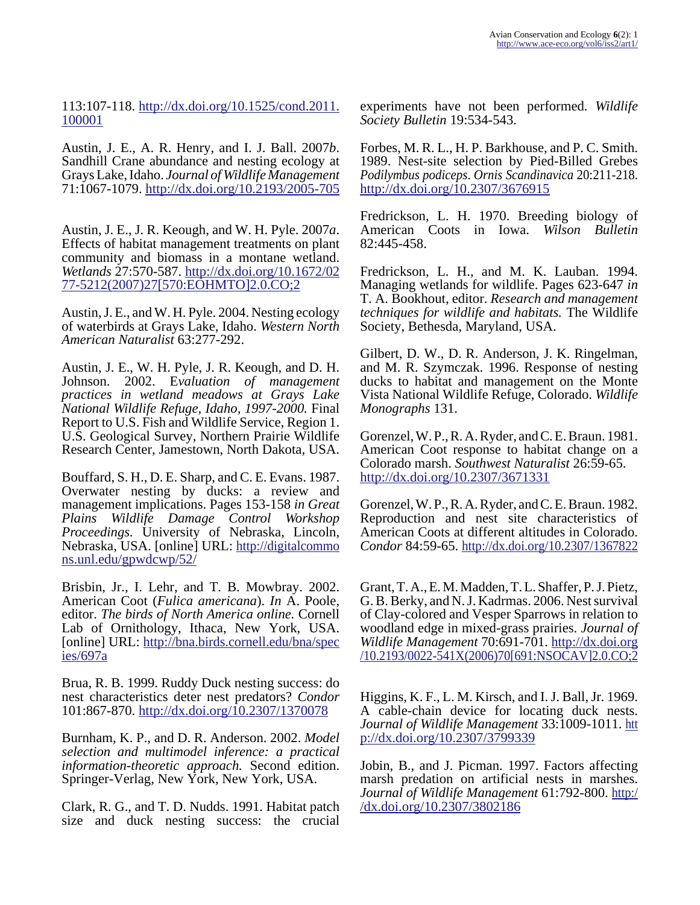113:107-118. http://dx.doi.org/10.1525/cond.2011.100001

Austin, J. E., A. R. Henry, and I. J. Ball. 2007*b*. Sandhill Crane abundance and nesting ecology at Grays Lake, Idaho. *Journal of Wildlife Management* 71:1067-1079. http://dx.doi.org/10.2193/2005-705

Austin, J. E., J. R. Keough, and W. H. Pyle. 2007*a*. Effects of habitat management treatments on plant community and biomass in a montane wetland. *Wetlands* 27:570-587. http://dx.doi.org/10.1672/0277-5212(2007)27[570:EOHMTO]2.0.CO;2

Austin, J. E., and W. H. Pyle. 2004. Nesting ecology of waterbirds at Grays Lake, Idaho. *Western North American Naturalist* 63:277-292.

Austin, J. E., W. H. Pyle, J. R. Keough, and D. H. Johnson. 2002. *Evaluation of management practices in wetland meadows at Grays Lake National Wildlife Refuge, Idaho, 1997-2000.* Final Report to U.S. Fish and Wildlife Service, Region 1. U.S. Geological Survey, Northern Prairie Wildlife Research Center, Jamestown, North Dakota, USA.

Bouffard, S. H., D. E. Sharp, and C. E. Evans. 1987. Overwater nesting by ducks: a review and management implications. Pages 153-158 *in Great Plains Wildlife Damage Control Workshop Proceedings.* University of Nebraska, Lincoln, Nebraska, USA. [online] URL: http://digitalcommons.unl.edu/gpwdcwp/52/

Brisbin, Jr., I. Lehr, and T. B. Mowbray. 2002. American Coot (*Fulica americana*). *In* A. Poole, editor. *The birds of North America online.* Cornell Lab of Ornithology, Ithaca, New York, USA. [online] URL: http://bna.birds.cornell.edu/bna/species/697a

Brua, R. B. 1999. Ruddy Duck nesting success: do nest characteristics deter nest predators? *Condor* 101:867-870. http://dx.doi.org/10.2307/1370078

Burnham, K. P., and D. R. Anderson. 2002. *Model selection and multimodel inference: a practical information-theoretic approach.* Second edition. Springer-Verlag, New York, New York, USA.

Clark, R. G., and T. D. Nudds. 1991. Habitat patch size and duck nesting success: the crucial experiments have not been performed. *Wildlife Society Bulletin* 19:534-543.

Forbes, M. R. L., H. P. Barkhouse, and P. C. Smith. 1989. Nest-site selection by Pied-Billed Grebes *Podilymbus podiceps*. *Ornis Scandinavica* 20:211-218. http://dx.doi.org/10.2307/3676915

Fredrickson, L. H. 1970. Breeding biology of American Coots in Iowa. *Wilson Bulletin* 82:445-458.

Fredrickson, L. H., and M. K. Lauban. 1994. Managing wetlands for wildlife. Pages 623-647 *in* T. A. Bookhout, editor. *Research and management techniques for wildlife and habitats.* The Wildlife Society, Bethesda, Maryland, USA.

Gilbert, D. W., D. R. Anderson, J. K. Ringelman, and M. R. Szymczak. 1996. Response of nesting ducks to habitat and management on the Monte Vista National Wildlife Refuge, Colorado. *Wildlife Monographs* 131.

Gorenzel, W. P., R. A. Ryder, and C. E. Braun. 1981. American Coot response to habitat change on a Colorado marsh. *Southwest Naturalist* 26:59-65. http://dx.doi.org/10.2307/3671331

Gorenzel, W. P., R. A. Ryder, and C. E. Braun. 1982. Reproduction and nest site characteristics of American Coots at different altitudes in Colorado. *Condor* 84:59-65. http://dx.doi.org/10.2307/1367822

Grant, T. A., E. M. Madden, T. L. Shaffer, P. J. Pietz, G. B. Berky, and N. J. Kadrmas. 2006. Nest survival of Clay-colored and Vesper Sparrows in relation to woodland edge in mixed-grass prairies. *Journal of Wildlife Management* 70:691-701. http://dx.doi.org/10.2193/0022-541X(2006)70[691:NSOCAV]2.0.CO;2

Higgins, K. F., L. M. Kirsch, and I. J. Ball, Jr. 1969. A cable-chain device for locating duck nests. *Journal of Wildlife Management* 33:1009-1011. http://dx.doi.org/10.2307/3799339

Jobin, B., and J. Picman. 1997. Factors affecting marsh predation on artificial nests in marshes. *Journal of Wildlife Management* 61:792-800. http://dx.doi.org/10.2307/3802186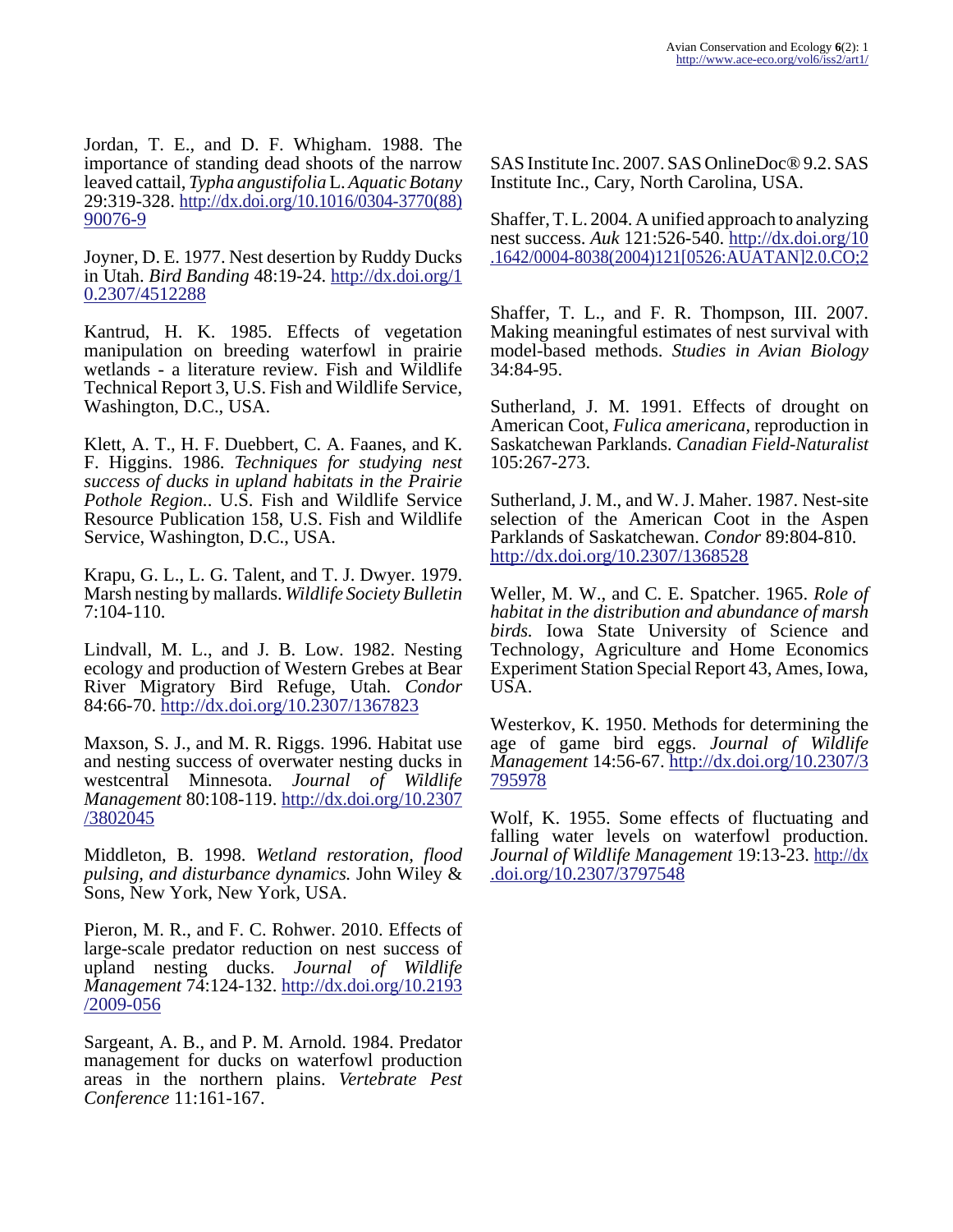Jordan, T. E., and D. F. Whigham. 1988. The importance of standing dead shoots of the narrow leaved cattail, *Typha angustifolia* L. *Aquatic Botany* 29:319-328. http://dx.doi.org/10.1016/0304-3770(88)90076-9

Joyner, D. E. 1977. Nest desertion by Ruddy Ducks in Utah. *Bird Banding* 48:19-24. http://dx.doi.org/10.2307/4512288

Kantrud, H. K. 1985. Effects of vegetation manipulation on breeding waterfowl in prairie wetlands - a literature review. Fish and Wildlife Technical Report 3, U.S. Fish and Wildlife Service, Washington, D.C., USA.

Klett, A. T., H. F. Duebbert, C. A. Faanes, and K. F. Higgins. 1986. *Techniques for studying nest success of ducks in upland habitats in the Prairie Pothole Region.*. U.S. Fish and Wildlife Service Resource Publication 158, U.S. Fish and Wildlife Service, Washington, D.C., USA.

Krapu, G. L., L. G. Talent, and T. J. Dwyer. 1979. Marsh nesting by mallards. *Wildlife Society Bulletin* 7:104-110.

Lindvall, M. L., and J. B. Low. 1982. Nesting ecology and production of Western Grebes at Bear River Migratory Bird Refuge, Utah. *Condor* 84:66-70. http://dx.doi.org/10.2307/1367823

Maxson, S. J., and M. R. Riggs. 1996. Habitat use and nesting success of overwater nesting ducks in westcentral Minnesota. *Journal of Wildlife Management* 80:108-119. http://dx.doi.org/10.2307/3802045

Middleton, B. 1998. *Wetland restoration, flood pulsing, and disturbance dynamics.* John Wiley & Sons, New York, New York, USA.

Pieron, M. R., and F. C. Rohwer. 2010. Effects of large-scale predator reduction on nest success of upland nesting ducks. *Journal of Wildlife Management* 74:124-132. http://dx.doi.org/10.2193/2009-056

Sargeant, A. B., and P. M. Arnold. 1984. Predator management for ducks on waterfowl production areas in the northern plains. *Vertebrate Pest Conference* 11:161-167.

SAS Institute Inc. 2007. SAS OnlineDoc® 9.2. SAS Institute Inc., Cary, North Carolina, USA.

Shaffer, T. L. 2004. A unified approach to analyzing nest success. *Auk* 121:526-540. http://dx.doi.org/10.1642/0004-8038(2004)121[0526:AUATAN]2.0.CO;2

Shaffer, T. L., and F. R. Thompson, III. 2007. Making meaningful estimates of nest survival with model-based methods. *Studies in Avian Biology* 34:84-95.

Sutherland, J. M. 1991. Effects of drought on American Coot, *Fulica americana*, reproduction in Saskatchewan Parklands. *Canadian Field-Naturalist* 105:267-273.

Sutherland, J. M., and W. J. Maher. 1987. Nest-site selection of the American Coot in the Aspen Parklands of Saskatchewan. *Condor* 89:804-810. http://dx.doi.org/10.2307/1368528

Weller, M. W., and C. E. Spatcher. 1965. *Role of habitat in the distribution and abundance of marsh birds.* Iowa State University of Science and Technology, Agriculture and Home Economics Experiment Station Special Report 43, Ames, Iowa, USA.

Westerkov, K. 1950. Methods for determining the age of game bird eggs. *Journal of Wildlife Management* 14:56-67. http://dx.doi.org/10.2307/3795978

Wolf, K. 1955. Some effects of fluctuating and falling water levels on waterfowl production. *Journal of Wildlife Management* 19:13-23. http://dx.doi.org/10.2307/3797548